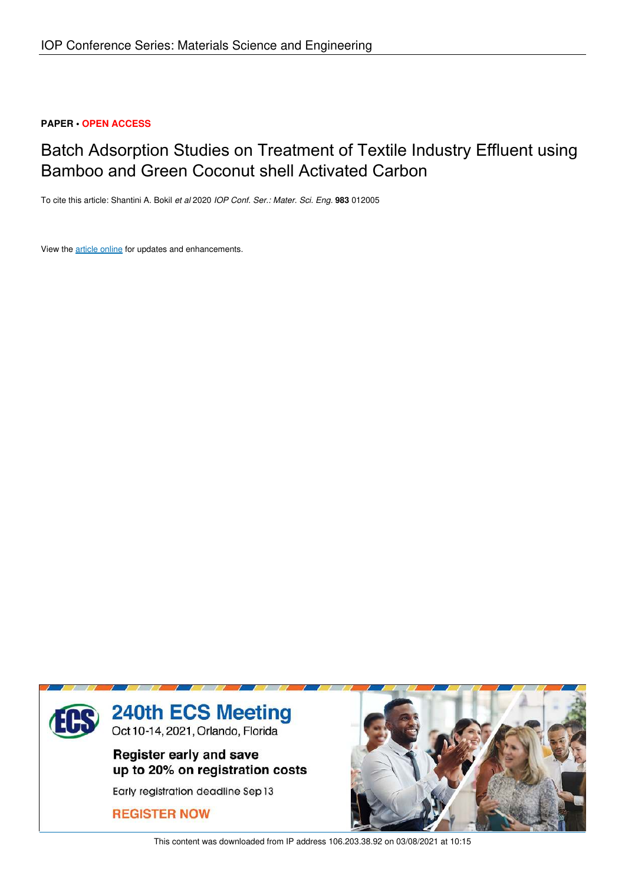PAPER • OPEN ACCESS

# Batch Adsorption Studies on Treatment of Textile Industry Effluent using Bamboo and Green Coconut shell Activated Carbon

To cite this article: Shantini A. Bokil *et al* 2020 *IOP Conf. Ser.: Mater. Sci. Eng.* **983** 012005

View the article online for updates and enhancements.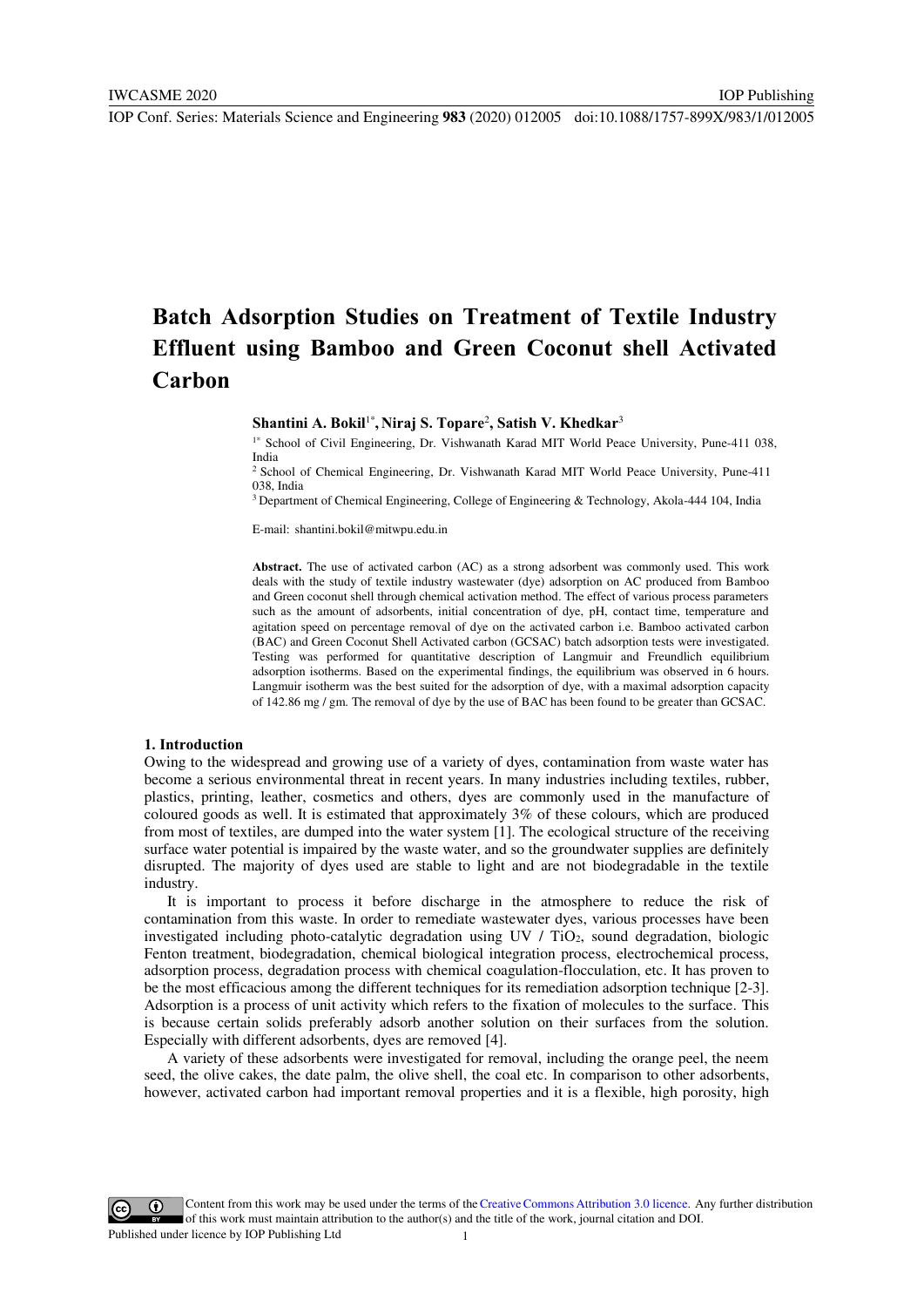# Batch Adsorption Studies on Treatment of Textile Industry Effluent using Bamboo and Green Coconut shell Activated Carbon

**Shantini A. Bokil**[1*]**, Niraj S. Topare**[2]**, Satish V. Khedkar**[3]

[1*] School of Civil Engineering, Dr. Vishwanath Karad MIT World Peace University, Pune-411 038, India

[2] School of Chemical Engineering, Dr. Vishwanath Karad MIT World Peace University, Pune-411 038, India

[3] Department of Chemical Engineering, College of Engineering & Technology, Akola-444 104, India

E-mail: shantini.bokil@mitwpu.edu.in

**Abstract.** The use of activated carbon (AC) as a strong adsorbent was commonly used. This work deals with the study of textile industry wastewater (dye) adsorption on AC produced from Bamboo and Green coconut shell through chemical activation method. The effect of various process parameters such as the amount of adsorbents, initial concentration of dye, pH, contact time, temperature and agitation speed on percentage removal of dye on the activated carbon i.e. Bamboo activated carbon (BAC) and Green Coconut Shell Activated carbon (GCSAC) batch adsorption tests were investigated. Testing was performed for quantitative description of Langmuir and Freundlich equilibrium adsorption isotherms. Based on the experimental findings, the equilibrium was observed in 6 hours. Langmuir isotherm was the best suited for the adsorption of dye, with a maximal adsorption capacity of 142.86 mg / gm. The removal of dye by the use of BAC has been found to be greater than GCSAC.

## 1. Introduction

Owing to the widespread and growing use of a variety of dyes, contamination from waste water has become a serious environmental threat in recent years. In many industries including textiles, rubber, plastics, printing, leather, cosmetics and others, dyes are commonly used in the manufacture of coloured goods as well. It is estimated that approximately 3% of these colours, which are produced from most of textiles, are dumped into the water system [1]. The ecological structure of the receiving surface water potential is impaired by the waste water, and so the groundwater supplies are definitely disrupted. The majority of dyes used are stable to light and are not biodegradable in the textile industry.

It is important to process it before discharge in the atmosphere to reduce the risk of contamination from this waste. In order to remediate wastewater dyes, various processes have been investigated including photo-catalytic degradation using UV / $TiO_2$, sound degradation, biologic Fenton treatment, biodegradation, chemical biological integration process, electrochemical process, adsorption process, degradation process with chemical coagulation-flocculation, etc. It has proven to be the most efficacious among the different techniques for its remediation adsorption technique [2-3]. Adsorption is a process of unit activity which refers to the fixation of molecules to the surface. This is because certain solids preferably adsorb another solution on their surfaces from the solution. Especially with different adsorbents, dyes are removed [4].

A variety of these adsorbents were investigated for removal, including the orange peel, the neem seed, the olive cakes, the date palm, the olive shell, the coal etc. In comparison to other adsorbents, however, activated carbon had important removal properties and it is a flexible, high porosity, high

Content from this work may be used under the terms of the Creative Commons Attribution 3.0 licence. Any further distribution of this work must maintain attribution to the author(s) and the title of the work, journal citation and DOI.
Published under licence by IOP Publishing Ltd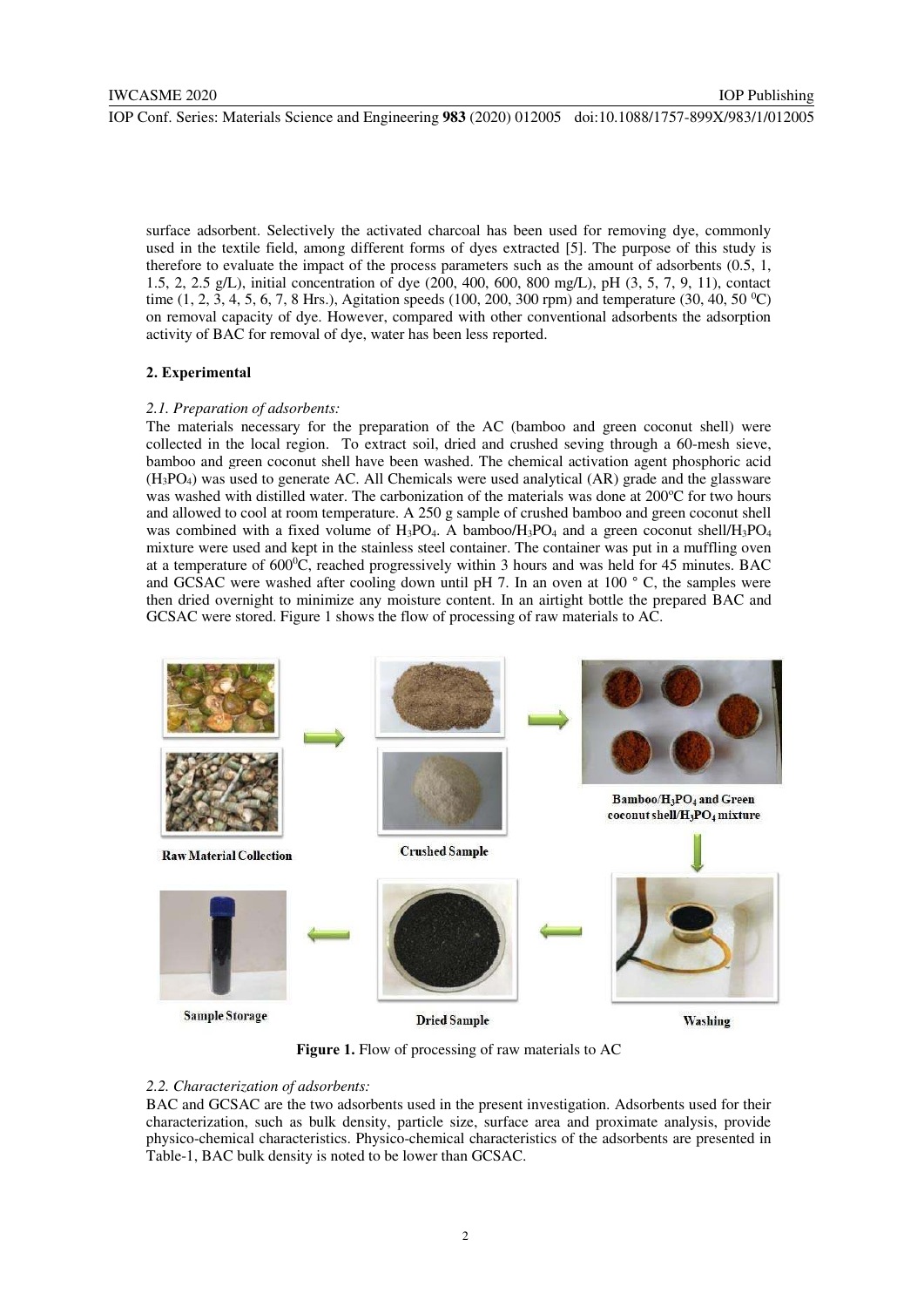surface adsorbent. Selectively the activated charcoal has been used for removing dye, commonly used in the textile field, among different forms of dyes extracted [5]. The purpose of this study is therefore to evaluate the impact of the process parameters such as the amount of adsorbents (0.5, 1, 1.5, 2, 2.5 g/L), initial concentration of dye (200, 400, 600, 800 mg/L), pH (3, 5, 7, 9, 11), contact time (1, 2, 3, 4, 5, 6, 7, 8 Hrs.), Agitation speeds (100, 200, 300 rpm) and temperature (30, 40, 50 $^0$C) on removal capacity of dye. However, compared with other conventional adsorbents the adsorption activity of BAC for removal of dye, water has been less reported.

## 2. Experimental

### *2.1. Preparation of adsorbents:*

The materials necessary for the preparation of the AC (bamboo and green coconut shell) were collected in the local region. To extract soil, dried and crushed seving through a 60-mesh sieve, bamboo and green coconut shell have been washed. The chemical activation agent phosphoric acid ($H_3PO_4$) was used to generate AC. All Chemicals were used analytical (AR) grade and the glassware was washed with distilled water. The carbonization of the materials was done at 200ºC for two hours and allowed to cool at room temperature. A 250 g sample of crushed bamboo and green coconut shell was combined with a fixed volume of $H_3PO_4$. A bamboo/$H_3PO_4$ and a green coconut shell/$H_3PO_4$ mixture were used and kept in the stainless steel container. The container was put in a muffling oven at a temperature of 600$^0$C, reached progressively within 3 hours and was held for 45 minutes. BAC and GCSAC were washed after cooling down until pH 7. In an oven at 100 ° C, the samples were then dried overnight to minimize any moisture content. In an airtight bottle the prepared BAC and GCSAC were stored. Figure 1 shows the flow of processing of raw materials to AC.

Raw Material Collection → Crushed Sample → Bamboo/$H_3PO_4$ and Green coconut shell/$H_3PO_4$ mixture → Washing → Dried Sample → Sample Storage

**Figure 1.** Flow of processing of raw materials to AC

### *2.2. Characterization of adsorbents:*

BAC and GCSAC are the two adsorbents used in the present investigation. Adsorbents used for their characterization, such as bulk density, particle size, surface area and proximate analysis, provide physico-chemical characteristics. Physico-chemical characteristics of the adsorbents are presented in Table-1, BAC bulk density is noted to be lower than GCSAC.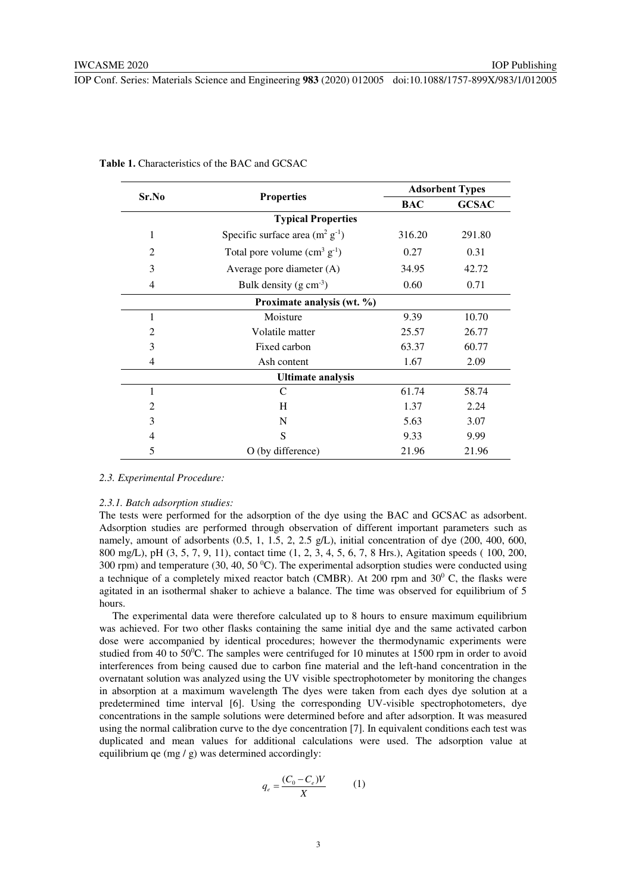**Table 1.** Characteristics of the BAC and GCSAC

| Sr.No | Properties | Adsorbent Types | |
|---|---|---|---|
| | | BAC | GCSAC |
| | **Typical Properties** | | |
| 1 | Specific surface area ($m^2$ $g^{-1}$) | 316.20 | 291.80 |
| 2 | Total pore volume ($cm^3$ $g^{-1}$) | 0.27 | 0.31 |
| 3 | Average pore diameter (A) | 34.95 | 42.72 |
| 4 | Bulk density (g $cm^{-3}$) | 0.60 | 0.71 |
| | **Proximate analysis (wt. %)** | | |
| 1 | Moisture | 9.39 | 10.70 |
| 2 | Volatile matter | 25.57 | 26.77 |
| 3 | Fixed carbon | 63.37 | 60.77 |
| 4 | Ash content | 1.67 | 2.09 |
| | **Ultimate analysis** | | |
| 1 | C | 61.74 | 58.74 |
| 2 | H | 1.37 | 2.24 |
| 3 | N | 5.63 | 3.07 |
| 4 | S | 9.33 | 9.99 |
| 5 | O (by difference) | 21.96 | 21.96 |

### *2.3. Experimental Procedure:*

#### *2.3.1. Batch adsorption studies:*

The tests were performed for the adsorption of the dye using the BAC and GCSAC as adsorbent. Adsorption studies are performed through observation of different important parameters such as namely, amount of adsorbents (0.5, 1, 1.5, 2, 2.5 g/L), initial concentration of dye (200, 400, 600, 800 mg/L), pH (3, 5, 7, 9, 11), contact time (1, 2, 3, 4, 5, 6, 7, 8 Hrs.), Agitation speeds ( 100, 200, 300 rpm) and temperature (30, 40, 50 $^0$C). The experimental adsorption studies were conducted using a technique of a completely mixed reactor batch (CMBR). At 200 rpm and 30$^0$ C, the flasks were agitated in an isothermal shaker to achieve a balance. The time was observed for equilibrium of 5 hours.

The experimental data were therefore calculated up to 8 hours to ensure maximum equilibrium was achieved. For two other flasks containing the same initial dye and the same activated carbon dose were accompanied by identical procedures; however the thermodynamic experiments were studied from 40 to 50$^0$C. The samples were centrifuged for 10 minutes at 1500 rpm in order to avoid interferences from being caused due to carbon fine material and the left-hand concentration in the overnatant solution was analyzed using the UV visible spectrophotometer by monitoring the changes in absorption at a maximum wavelength The dyes were taken from each dyes dye solution at a predetermined time interval [6]. Using the corresponding UV-visible spectrophotometers, dye concentrations in the sample solutions were determined before and after adsorption. It was measured using the normal calibration curve to the dye concentration [7]. In equivalent conditions each test was duplicated and mean values for additional calculations were used. The adsorption value at equilibrium qe (mg / g) was determined accordingly:

$$q_e = \frac{(C_0 - C_e)V}{X} \qquad (1)$$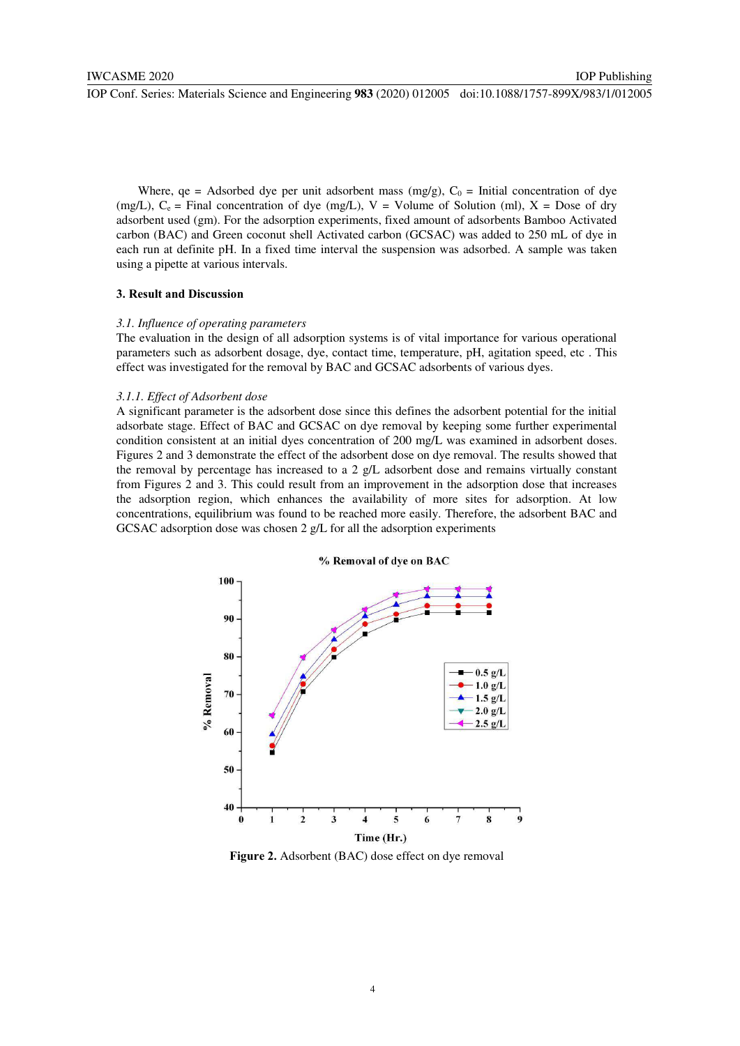Where, qe = Adsorbed dye per unit adsorbent mass (mg/g), $C_0$ = Initial concentration of dye (mg/L), $C_e$ = Final concentration of dye (mg/L), V = Volume of Solution (ml), X = Dose of dry adsorbent used (gm). For the adsorption experiments, fixed amount of adsorbents Bamboo Activated carbon (BAC) and Green coconut shell Activated carbon (GCSAC) was added to 250 mL of dye in each run at definite pH. In a fixed time interval the suspension was adsorbed. A sample was taken using a pipette at various intervals.

## 3. Result and Discussion

### *3.1. Influence of operating parameters*

The evaluation in the design of all adsorption systems is of vital importance for various operational parameters such as adsorbent dosage, dye, contact time, temperature, pH, agitation speed, etc . This effect was investigated for the removal by BAC and GCSAC adsorbents of various dyes.

#### *3.1.1. Effect of Adsorbent dose*

A significant parameter is the adsorbent dose since this defines the adsorbent potential for the initial adsorbate stage. Effect of BAC and GCSAC on dye removal by keeping some further experimental condition consistent at an initial dyes concentration of 200 mg/L was examined in adsorbent doses. Figures 2 and 3 demonstrate the effect of the adsorbent dose on dye removal. The results showed that the removal by percentage has increased to a 2 g/L adsorbent dose and remains virtually constant from Figures 2 and 3. This could result from an improvement in the adsorption dose that increases the adsorption region, which enhances the availability of more sites for adsorption. At low concentrations, equilibrium was found to be reached more easily. Therefore, the adsorbent BAC and GCSAC adsorption dose was chosen 2 g/L for all the adsorption experiments

**Figure 2.** Adsorbent (BAC) dose effect on dye removal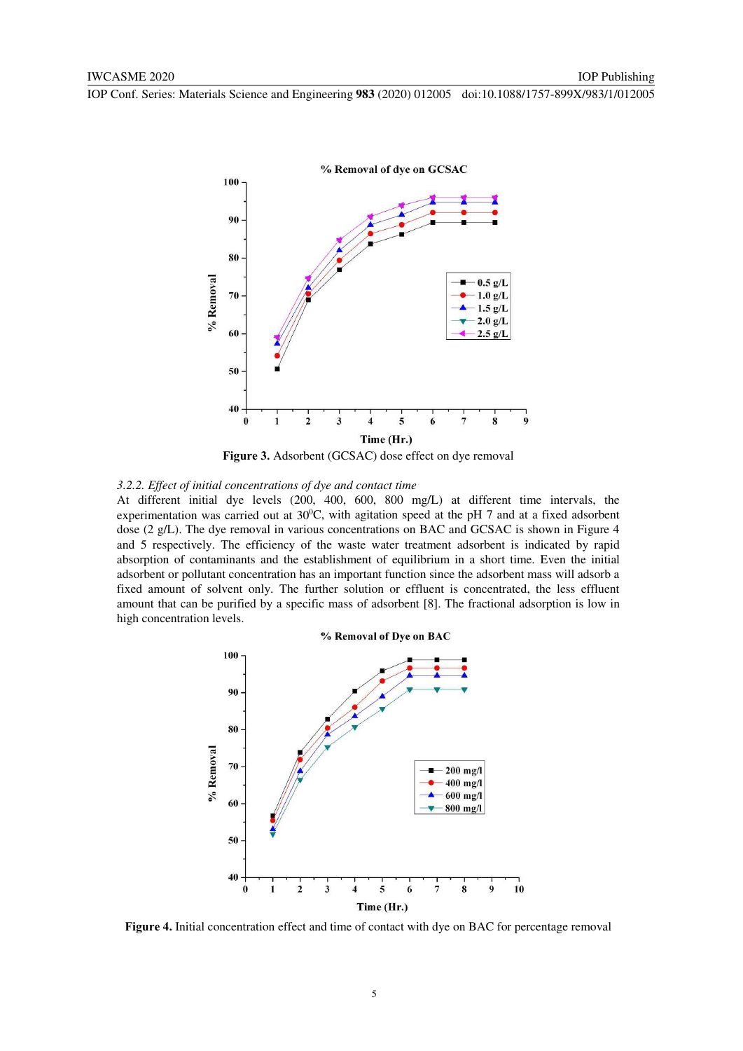**Figure 3.** Adsorbent (GCSAC) dose effect on dye removal

*3.2.2. Effect of initial concentrations of dye and contact time*

At different initial dye levels (200, 400, 600, 800 mg/L) at different time intervals, the experimentation was carried out at $30^0$C, with agitation speed at the pH 7 and at a fixed adsorbent dose (2 g/L). The dye removal in various concentrations on BAC and GCSAC is shown in Figure 4 and 5 respectively. The efficiency of the waste water treatment adsorbent is indicated by rapid absorption of contaminants and the establishment of equilibrium in a short time. Even the initial adsorbent or pollutant concentration has an important function since the adsorbent mass will adsorb a fixed amount of solvent only. The further solution or effluent is concentrated, the less effluent amount that can be purified by a specific mass of adsorbent [8]. The fractional adsorption is low in high concentration levels.

**Figure 4.** Initial concentration effect and time of contact with dye on BAC for percentage removal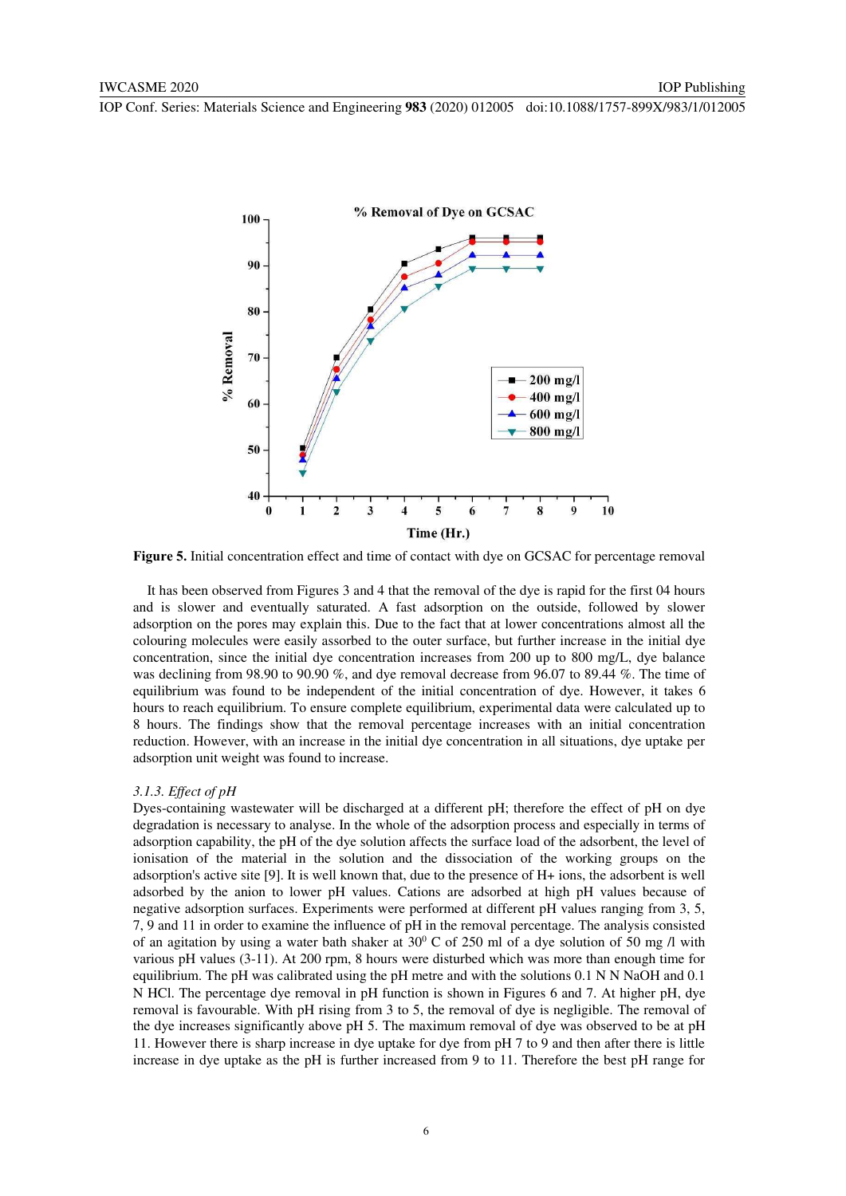**Figure 5.** Initial concentration effect and time of contact with dye on GCSAC for percentage removal

It has been observed from Figures 3 and 4 that the removal of the dye is rapid for the first 04 hours and is slower and eventually saturated. A fast adsorption on the outside, followed by slower adsorption on the pores may explain this. Due to the fact that at lower concentrations almost all the colouring molecules were easily assorbed to the outer surface, but further increase in the initial dye concentration, since the initial dye concentration increases from 200 up to 800 mg/L, dye balance was declining from 98.90 to 90.90 %, and dye removal decrease from 96.07 to 89.44 %. The time of equilibrium was found to be independent of the initial concentration of dye. However, it takes 6 hours to reach equilibrium. To ensure complete equilibrium, experimental data were calculated up to 8 hours. The findings show that the removal percentage increases with an initial concentration reduction. However, with an increase in the initial dye concentration in all situations, dye uptake per adsorption unit weight was found to increase.

### *3.1.3. Effect of pH*

Dyes-containing wastewater will be discharged at a different pH; therefore the effect of pH on dye degradation is necessary to analyse. In the whole of the adsorption process and especially in terms of adsorption capability, the pH of the dye solution affects the surface load of the adsorbent, the level of ionisation of the material in the solution and the dissociation of the working groups on the adsorption's active site [9]. It is well known that, due to the presence of $H^+$ ions, the adsorbent is well adsorbed by the anion to lower pH values. Cations are adsorbed at high pH values because of negative adsorption surfaces. Experiments were performed at different pH values ranging from 3, 5, 7, 9 and 11 in order to examine the influence of pH in the removal percentage. The analysis consisted of an agitation by using a water bath shaker at $30^0$ C of 250 ml of a dye solution of 50 mg /l with various pH values (3-11). At 200 rpm, 8 hours were disturbed which was more than enough time for equilibrium. The pH was calibrated using the pH metre and with the solutions 0.1 N N NaOH and 0.1 N HCl. The percentage dye removal in pH function is shown in Figures 6 and 7. At higher pH, dye removal is favourable. With pH rising from 3 to 5, the removal of dye is negligible. The removal of the dye increases significantly above pH 5. The maximum removal of dye was observed to be at pH 11. However there is sharp increase in dye uptake for dye from pH 7 to 9 and then after there is little increase in dye uptake as the pH is further increased from 9 to 11. Therefore the best pH range for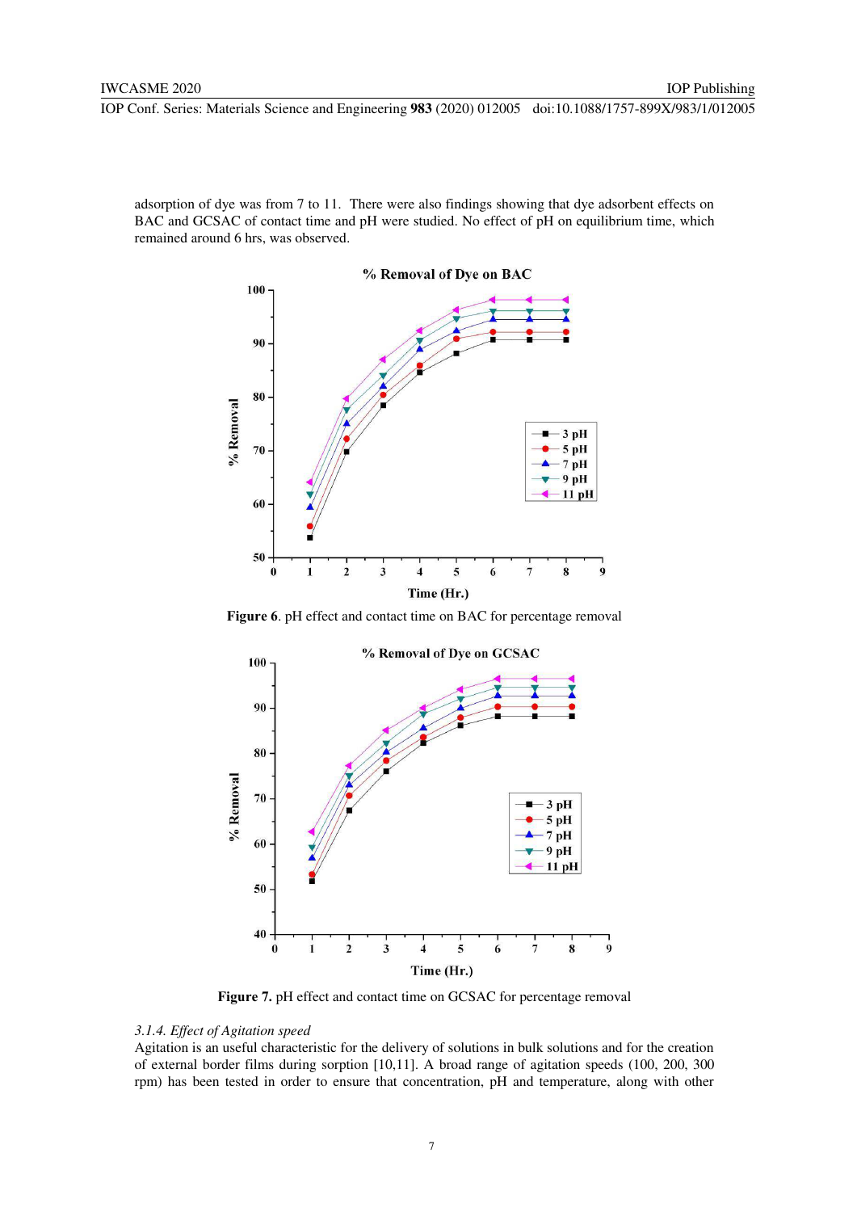adsorption of dye was from 7 to 11. There were also findings showing that dye adsorbent effects on BAC and GCSAC of contact time and pH were studied. No effect of pH on equilibrium time, which remained around 6 hrs, was observed.

**Figure 6**. pH effect and contact time on BAC for percentage removal

**Figure 7.** pH effect and contact time on GCSAC for percentage removal

*3.1.4. Effect of Agitation speed*

Agitation is an useful characteristic for the delivery of solutions in bulk solutions and for the creation of external border films during sorption [10,11]. A broad range of agitation speeds (100, 200, 300 rpm) has been tested in order to ensure that concentration, pH and temperature, along with other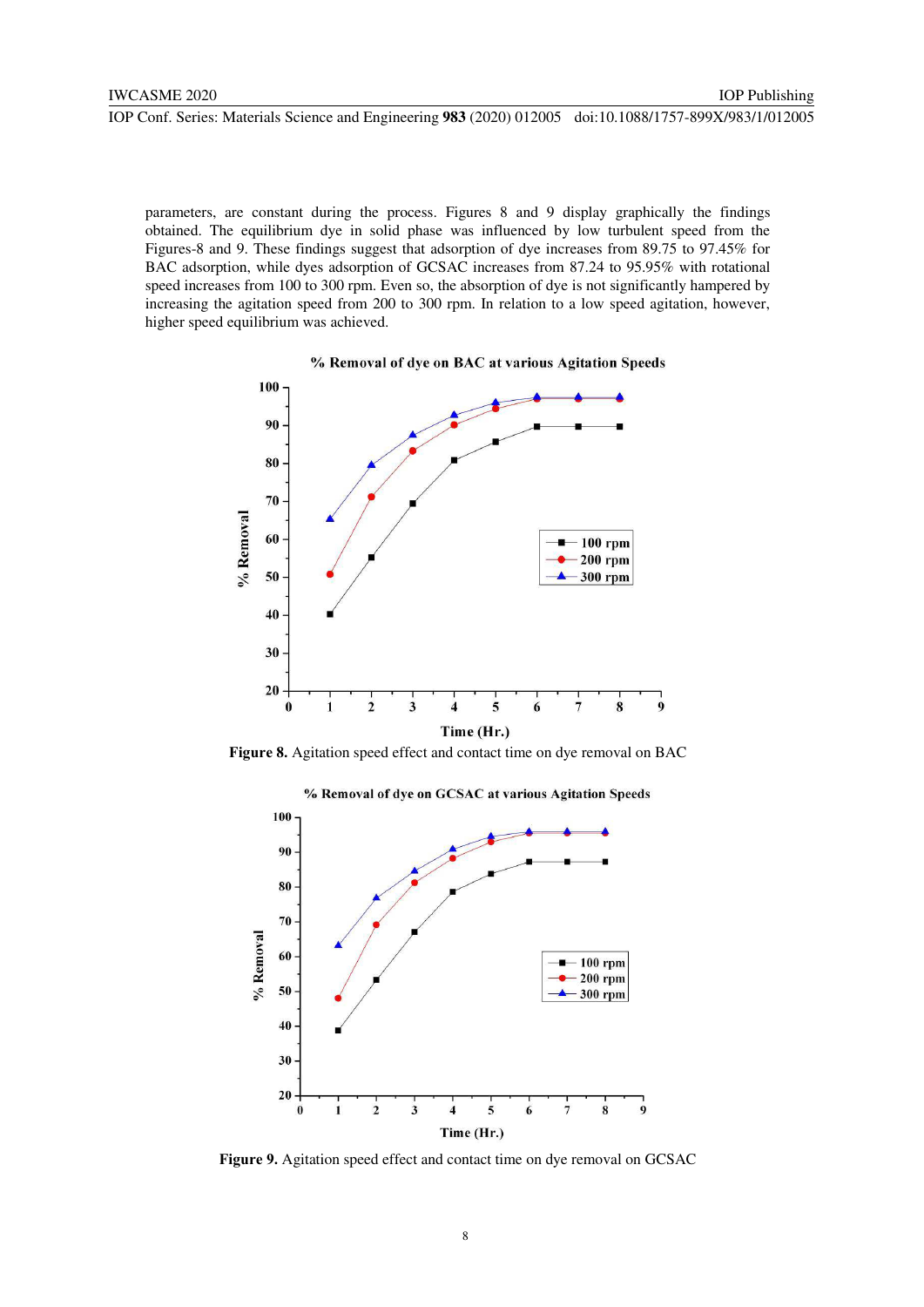parameters, are constant during the process. Figures 8 and 9 display graphically the findings obtained. The equilibrium dye in solid phase was influenced by low turbulent speed from the Figures-8 and 9. These findings suggest that adsorption of dye increases from 89.75 to 97.45% for BAC adsorption, while dyes adsorption of GCSAC increases from 87.24 to 95.95% with rotational speed increases from 100 to 300 rpm. Even so, the absorption of dye is not significantly hampered by increasing the agitation speed from 200 to 300 rpm. In relation to a low speed agitation, however, higher speed equilibrium was achieved.

**Figure 8.** Agitation speed effect and contact time on dye removal on BAC

**Figure 9.** Agitation speed effect and contact time on dye removal on GCSAC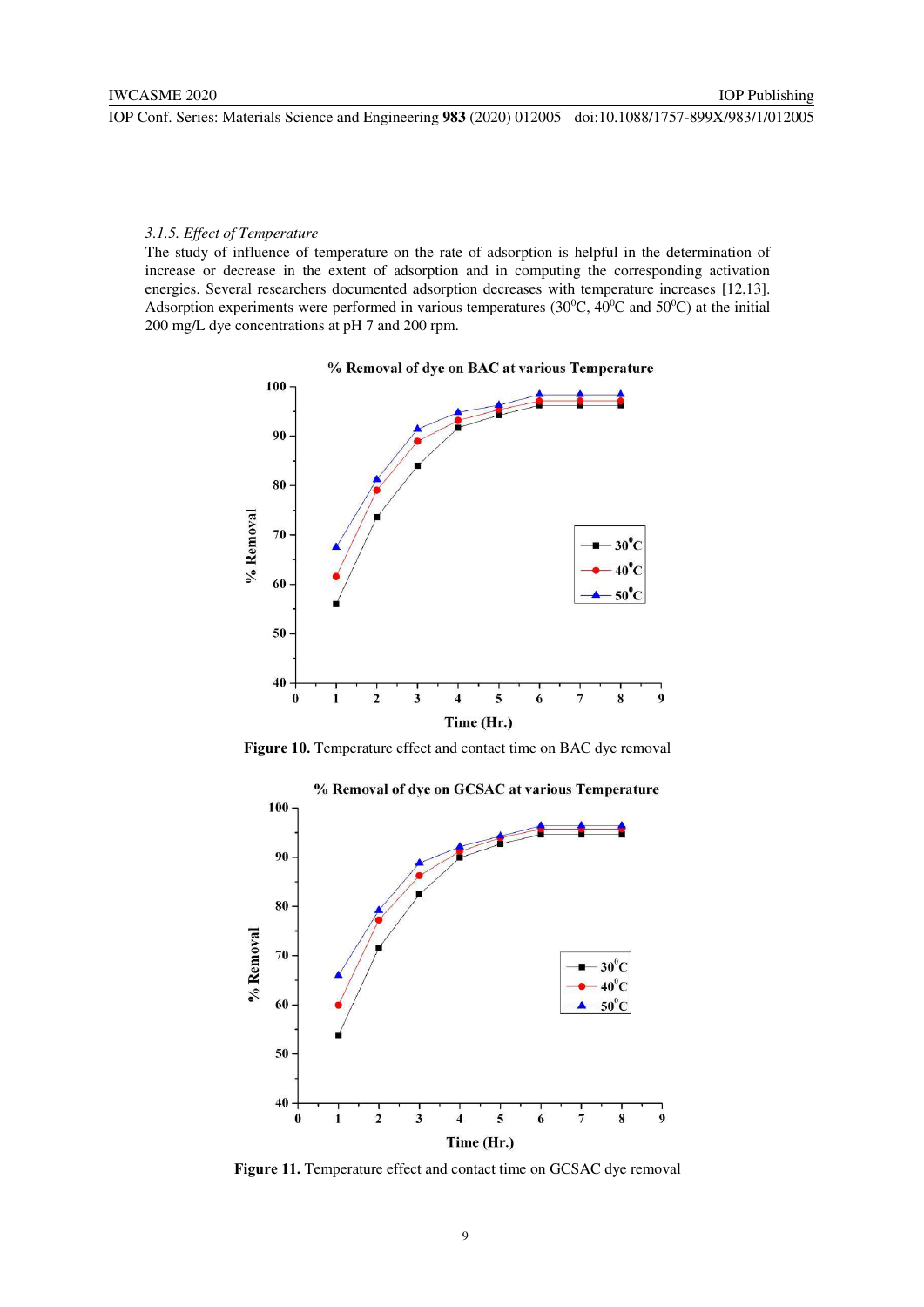*3.1.5. Effect of Temperature*

The study of influence of temperature on the rate of adsorption is helpful in the determination of increase or decrease in the extent of adsorption and in computing the corresponding activation energies. Several researchers documented adsorption decreases with temperature increases [12,13]. Adsorption experiments were performed in various temperatures (30$^0$C, 40$^0$C and 50$^0$C) at the initial 200 mg/L dye concentrations at pH 7 and 200 rpm.

**Figure 10.** Temperature effect and contact time on BAC dye removal

**Figure 11.** Temperature effect and contact time on GCSAC dye removal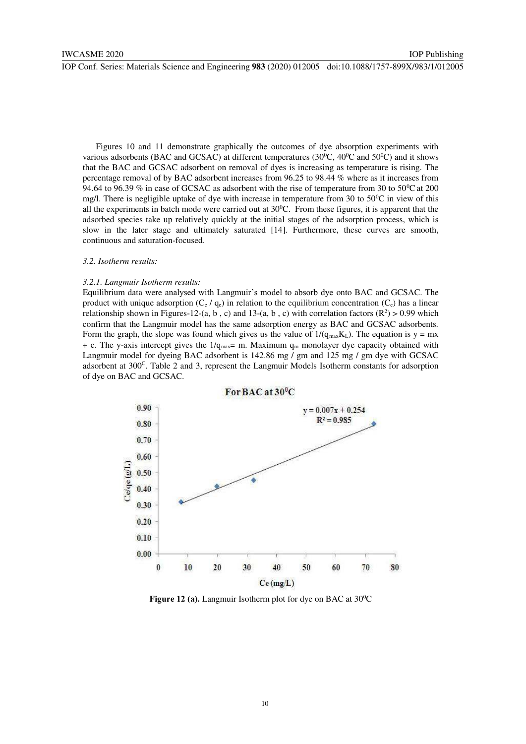Figures 10 and 11 demonstrate graphically the outcomes of dye absorption experiments with various adsorbents (BAC and GCSAC) at different temperatures ($30^0$C, $40^0$C and $50^0$C) and it shows that the BAC and GCSAC adsorbent on removal of dyes is increasing as temperature is rising. The percentage removal of by BAC adsorbent increases from 96.25 to 98.44 % where as it increases from 94.64 to 96.39 % in case of GCSAC as adsorbent with the rise of temperature from 30 to $50^0$C at 200 mg/l. There is negligible uptake of dye with increase in temperature from 30 to $50^0$C in view of this all the experiments in batch mode were carried out at $30^0$C. From these figures, it is apparent that the adsorbed species take up relatively quickly at the initial stages of the adsorption process, which is slow in the later stage and ultimately saturated [14]. Furthermore, these curves are smooth, continuous and saturation-focused.

*3.2. Isotherm results:*

*3.2.1. Langmuir Isotherm results:*

Equilibrium data were analysed with Langmuir's model to absorb dye onto BAC and GCSAC. The product with unique adsorption ($C_e$ / $q_e$) in relation to the equilibrium concentration ($C_e$) has a linear relationship shown in Figures-12-(a, b , c) and 13-(a, b , c) with correlation factors ($R^2$) > 0.99 which confirm that the Langmuir model has the same adsorption energy as BAC and GCSAC adsorbents. Form the graph, the slope was found which gives us the value of $1/(q_{max}K_L)$. The equation is y = mx + c. The y-axis intercept gives the $1/q_{max}$= m. Maximum $q_m$ monolayer dye capacity obtained with Langmuir model for dyeing BAC adsorbent is 142.86 mg / gm and 125 mg / gm dye with GCSAC adsorbent at $300^C$. Table 2 and 3, represent the Langmuir Models Isotherm constants for adsorption of dye on BAC and GCSAC.

**Figure 12 (a).** Langmuir Isotherm plot for dye on BAC at $30^0$C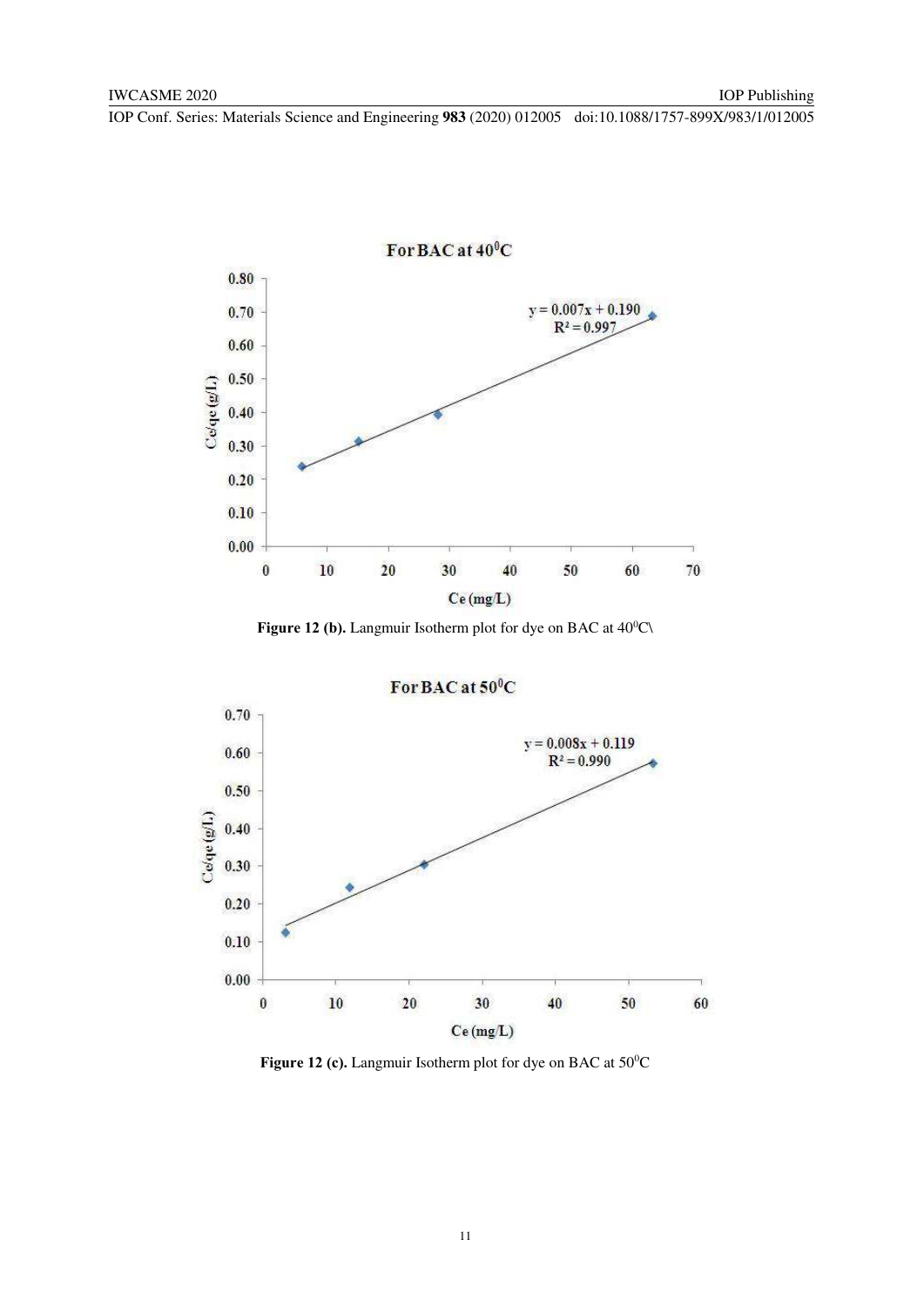Figure 12 (b). Langmuir Isotherm plot for dye on BAC at $40^0$C\

Figure 12 (c). Langmuir Isotherm plot for dye on BAC at $50^0$C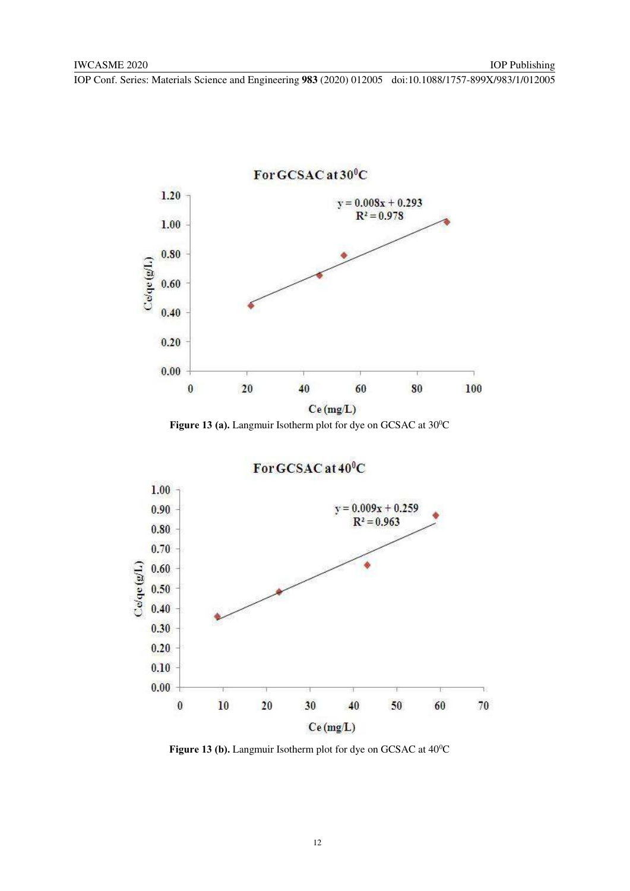**Figure 13 (a).** Langmuir Isotherm plot for dye on GCSAC at 30$^0$C

**Figure 13 (b).** Langmuir Isotherm plot for dye on GCSAC at 40$^0$C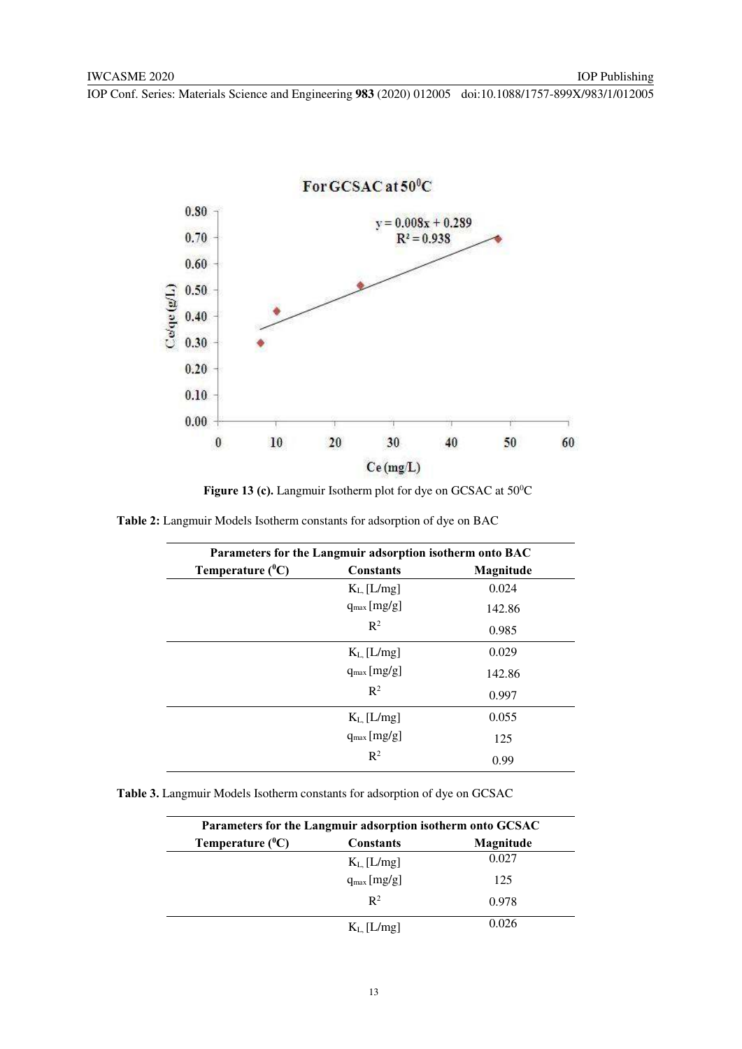**Figure 13 (c).** Langmuir Isotherm plot for dye on GCSAC at 50$^0$C

**Table 2:** Langmuir Models Isotherm constants for adsorption of dye on BAC

| Parameters for the Langmuir adsorption isotherm onto BAC | | |
|---|---|---|
| Temperature ($^0$C) | Constants | Magnitude |
| | $K_L$ [L/mg] | 0.024 |
| | $q_{max}$ [mg/g] | 142.86 |
| | $R^2$ | 0.985 |
| | $K_L$ [L/mg] | 0.029 |
| | $q_{max}$ [mg/g] | 142.86 |
| | $R^2$ | 0.997 |
| | $K_L$ [L/mg] | 0.055 |
| | $q_{max}$ [mg/g] | 125 |
| | $R^2$ | 0.99 |

**Table 3.** Langmuir Models Isotherm constants for adsorption of dye on GCSAC

| Parameters for the Langmuir adsorption isotherm onto GCSAC | | |
|---|---|---|
| Temperature ($^0$C) | Constants | Magnitude |
| | $K_L$ [L/mg] | 0.027 |
| | $q_{max}$ [mg/g] | 125 |
| | $R^2$ | 0.978 |
| | $K_L$ [L/mg] | 0.026 |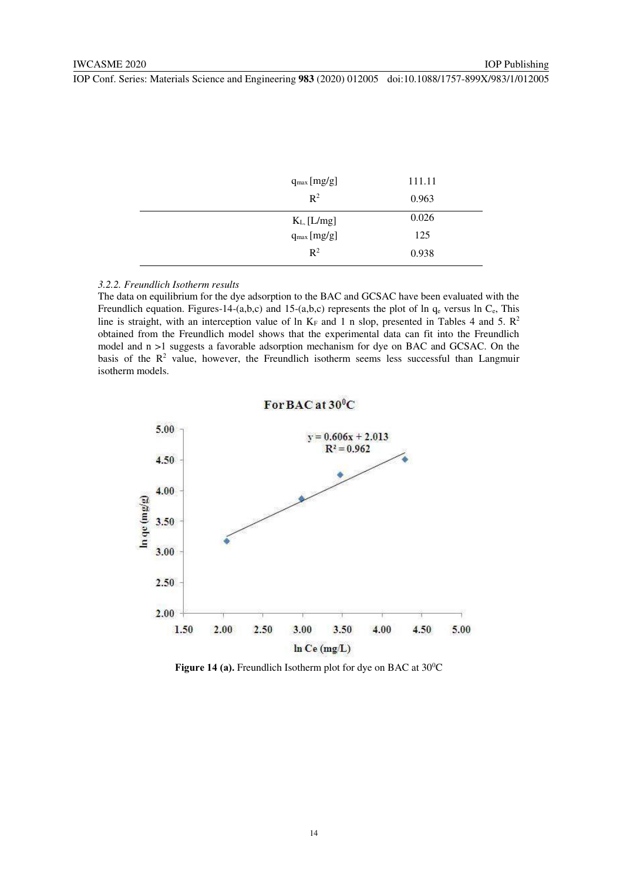| | |
|---|---|
| $q_{max}$ [mg/g] | 111.11 |
| $R^2$ | 0.963 |
| $K_L$ [L/mg] | 0.026 |
| $q_{max}$ [mg/g] | 125 |
| $R^2$ | 0.938 |

### *3.2.2. Freundlich Isotherm results*

The data on equilibrium for the dye adsorption to the BAC and GCSAC have been evaluated with the Freundlich equation. Figures-14-(a,b,c) and 15-(a,b,c) represents the plot of ln $q_e$ versus ln $C_e$, This line is straight, with an interception value of ln $K_F$ and 1 n slop, presented in Tables 4 and 5. $R^2$ obtained from the Freundlich model shows that the experimental data can fit into the Freundlich model and n >1 suggests a favorable adsorption mechanism for dye on BAC and GCSAC. On the basis of the $R^2$ value, however, the Freundlich isotherm seems less successful than Langmuir isotherm models.

**For BAC at 30⁰C**

y = 0.606x + 2.013
$R^2$ = 0.962

**Figure 14 (a).** Freundlich Isotherm plot for dye on BAC at 30⁰C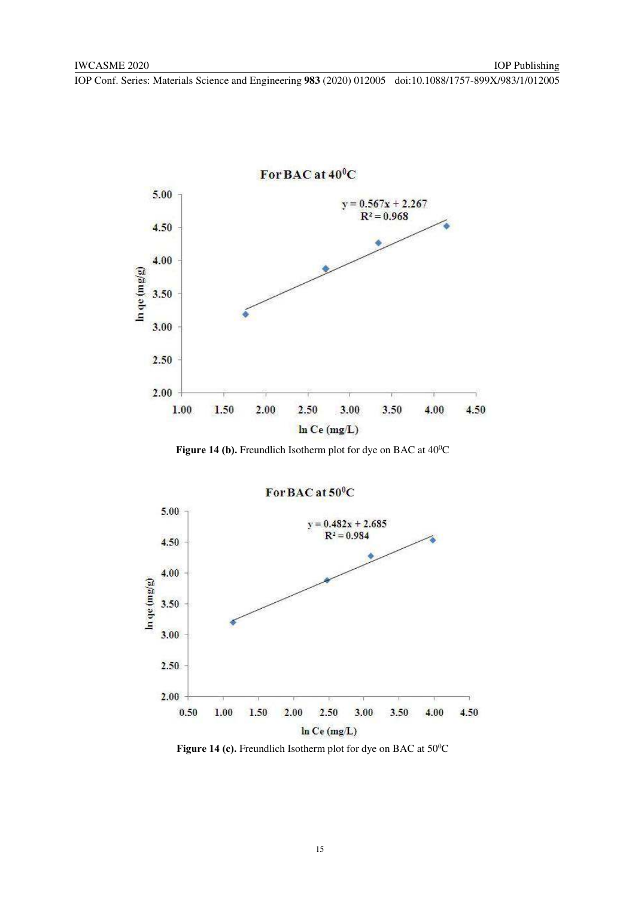Figure 14 (b). Freundlich Isotherm plot for dye on BAC at $40^0$C

Figure 14 (c). Freundlich Isotherm plot for dye on BAC at $50^0$C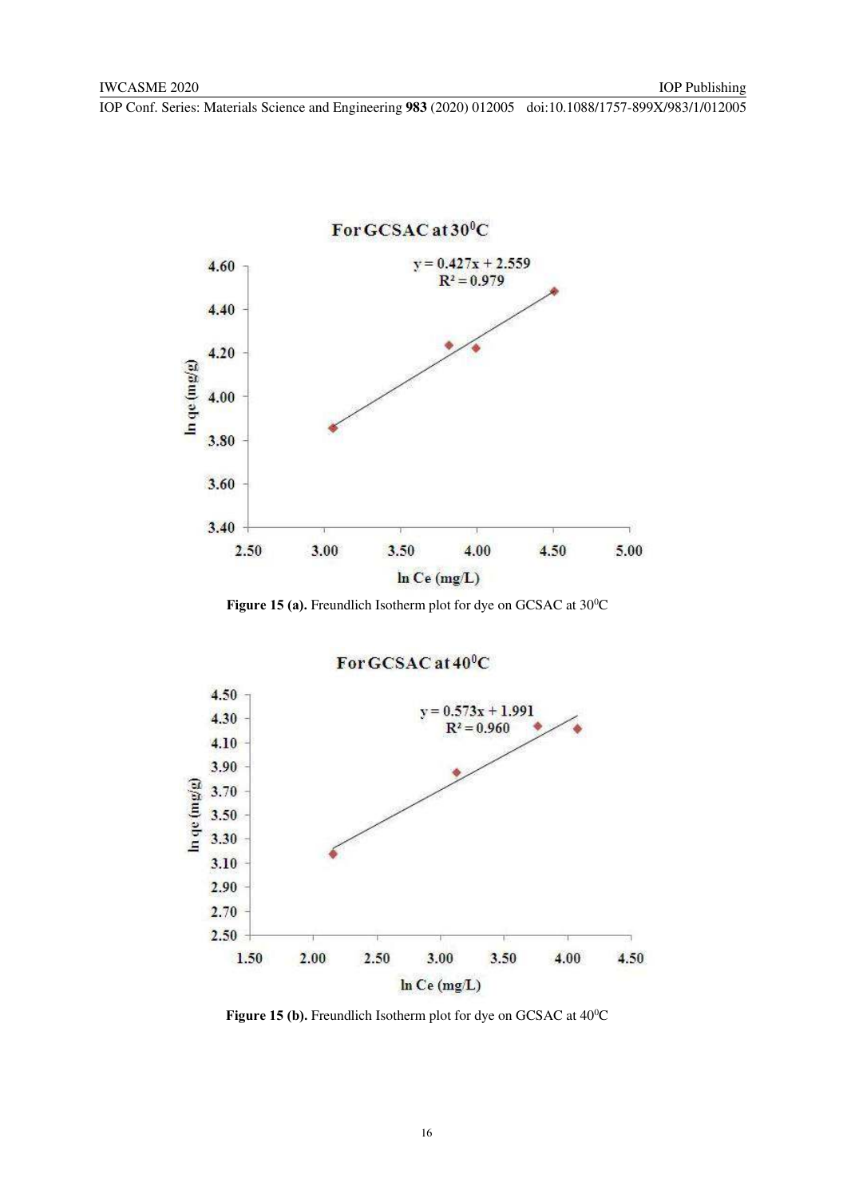Figure 15 (a). Freundlich Isotherm plot for dye on GCSAC at 30$^0$C

Figure 15 (b). Freundlich Isotherm plot for dye on GCSAC at 40$^0$C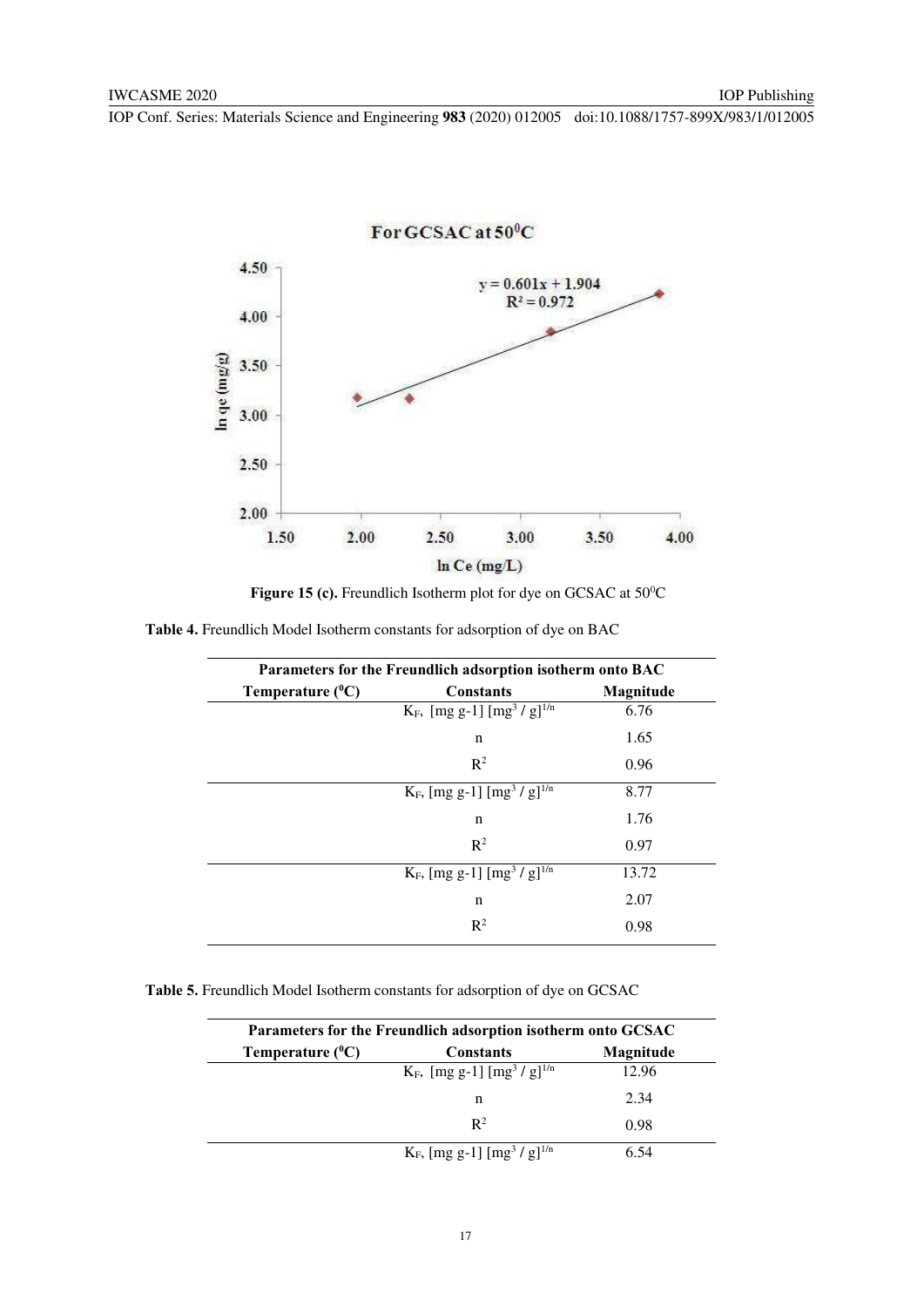**Figure 15 (c).** Freundlich Isotherm plot for dye on GCSAC at 50$^0$C

**Table 4.** Freundlich Model Isotherm constants for adsorption of dye on BAC

| Parameters for the Freundlich adsorption isotherm onto BAC | | |
|---|---|---|
| Temperature ($^0$C) | Constants | Magnitude |
| | $K_F$, [mg g-1] [mg$^3$ / g]$^{1/n}$ | 6.76 |
| | n | 1.65 |
| | $R^2$ | 0.96 |
| | $K_F$, [mg g-1] [mg$^3$ / g]$^{1/n}$ | 8.77 |
| | n | 1.76 |
| | $R^2$ | 0.97 |
| | $K_F$, [mg g-1] [mg$^3$ / g]$^{1/n}$ | 13.72 |
| | n | 2.07 |
| | $R^2$ | 0.98 |

**Table 5.** Freundlich Model Isotherm constants for adsorption of dye on GCSAC

| Parameters for the Freundlich adsorption isotherm onto GCSAC | | |
|---|---|---|
| Temperature ($^0$C) | Constants | Magnitude |
| | $K_F$, [mg g-1] [mg$^3$ / g]$^{1/n}$ | 12.96 |
| | n | 2.34 |
| | $R^2$ | 0.98 |
| | $K_F$, [mg g-1] [mg$^3$ / g]$^{1/n}$ | 6.54 |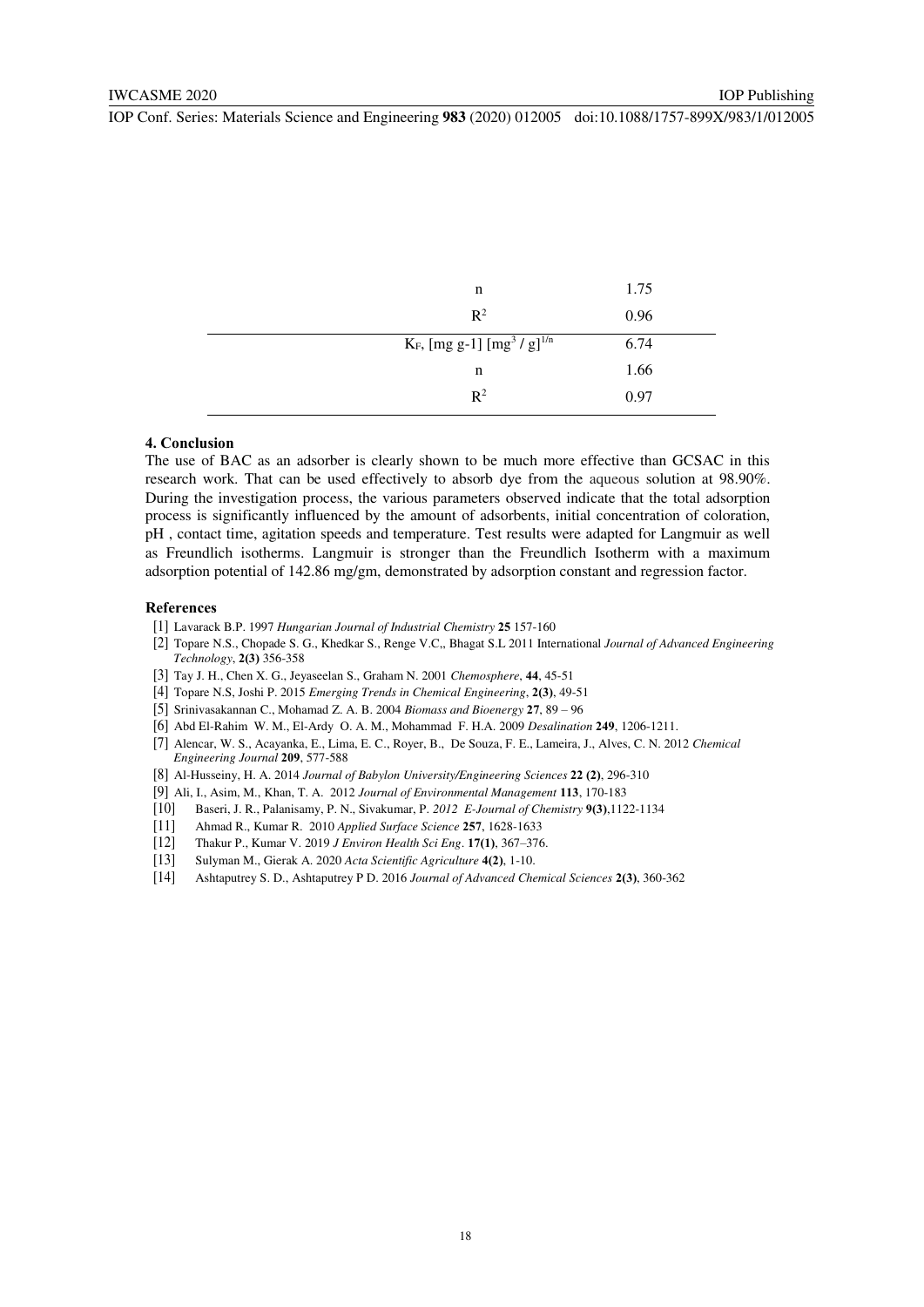| | |
|---|---|
| n | 1.75 |
| $R^2$ | 0.96 |
| $K_F$, [mg g-1] $[mg^3 / g]^{1/n}$ | 6.74 |
| n | 1.66 |
| $R^2$ | 0.97 |

**4. Conclusion**

The use of BAC as an adsorber is clearly shown to be much more effective than GCSAC in this research work. That can be used effectively to absorb dye from the aqueous solution at 98.90%. During the investigation process, the various parameters observed indicate that the total adsorption process is significantly influenced by the amount of adsorbents, initial concentration of coloration, pH , contact time, agitation speeds and temperature. Test results were adapted for Langmuir as well as Freundlich isotherms. Langmuir is stronger than the Freundlich Isotherm with a maximum adsorption potential of 142.86 mg/gm, demonstrated by adsorption constant and regression factor.

**References**

[1] Lavarack B.P. 1997 *Hungarian Journal of Industrial Chemistry* **25** 157-160

[2] Topare N.S., Chopade S. G., Khedkar S., Renge V.C,, Bhagat S.L 2011 International *Journal of Advanced Engineering Technology*, **2(3)** 356-358

[3] Tay J. H., Chen X. G., Jeyaseelan S., Graham N. 2001 *Chemosphere*, **44**, 45-51

[4] Topare N.S, Joshi P. 2015 *Emerging Trends in Chemical Engineering*, **2(3)**, 49-51

[5] Srinivasakannan C., Mohamad Z. A. B. 2004 *Biomass and Bioenergy* **27**, 89 – 96

[6] Abd El-Rahim W. M., El-Ardy O. A. M., Mohammad F. H.A. 2009 *Desalination* **249**, 1206-1211.

[7] Alencar, W. S., Acayanka, E., Lima, E. C., Royer, B., De Souza, F. E., Lameira, J., Alves, C. N. 2012 *Chemical Engineering Journal* **209**, 577-588

[8] Al-Husseiny, H. A. 2014 *Journal of Babylon University/Engineering Sciences* **22 (2)**, 296-310

[9] Ali, I., Asim, M., Khan, T. A. 2012 *Journal of Environmental Management* **113**, 170-183

[10] Baseri, J. R., Palanisamy, P. N., Sivakumar, P. *2012 E-Journal of Chemistry* **9(3)**,1122-1134

[11] Ahmad R., Kumar R. 2010 *Applied Surface Science* **257**, 1628-1633

[12] Thakur P., Kumar V. 2019 *J Environ Health Sci Eng*. **17(1)**, 367–376.

[13] Sulyman M., Gierak A. 2020 *Acta Scientific Agriculture* **4(2)**, 1-10.

[14] Ashtaputrey S. D., Ashtaputrey P D. 2016 *Journal of Advanced Chemical Sciences* **2(3)**, 360-362